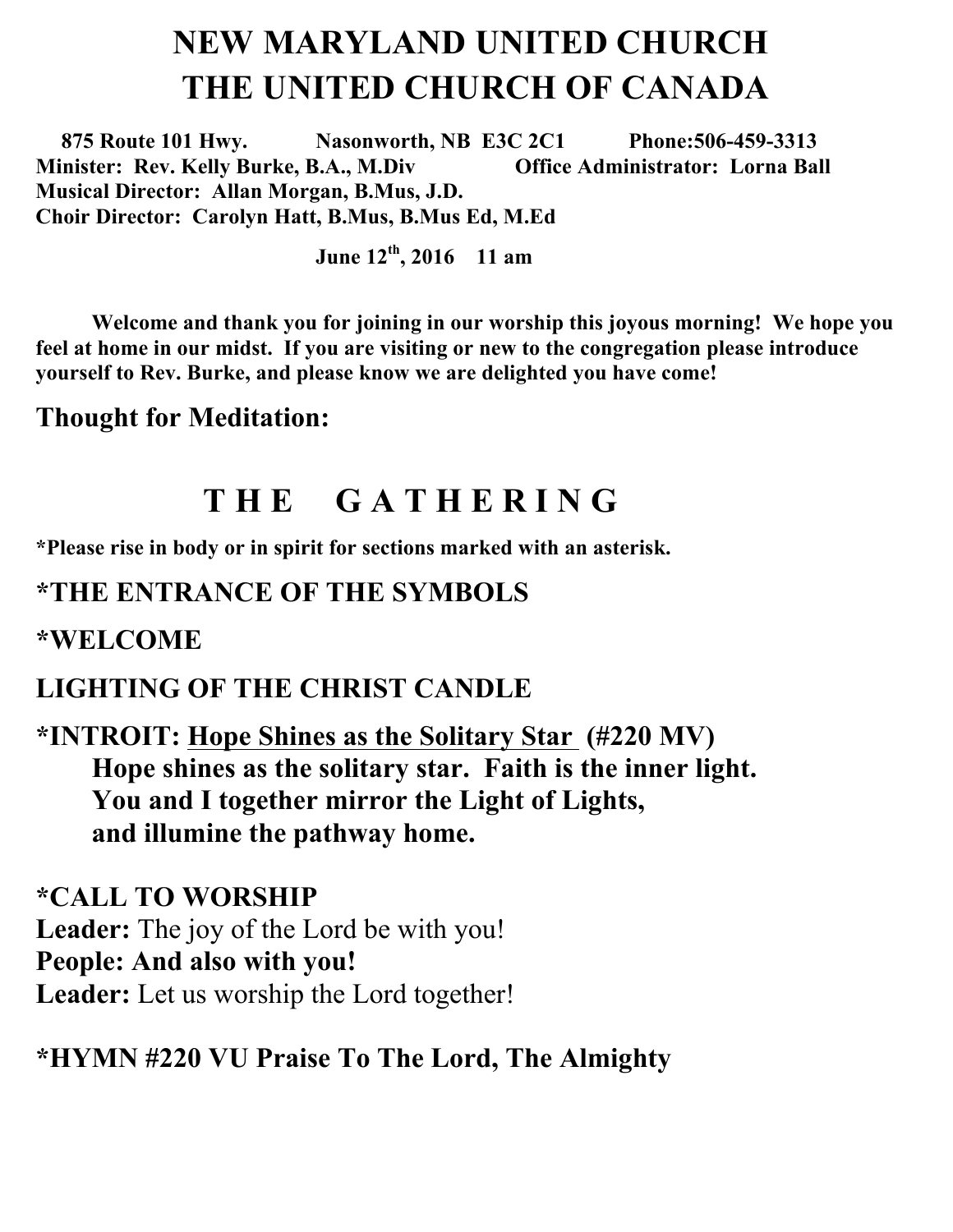# NEW MARYLAND UNITED CHURCH
# THE UNITED CHURCH OF CANADA

**875 Route 101 Hwy. Nasonworth, NB E3C 2C1 Phone:506-459-3313**
**Minister: Rev. Kelly Burke, B.A., M.Div Office Administrator: Lorna Ball**
**Musical Director: Allan Morgan, B.Mus, J.D.**
**Choir Director: Carolyn Hatt, B.Mus, B.Mus Ed, M.Ed**

**June 12th, 2016 11 am**

**Welcome and thank you for joining in our worship this joyous morning! We hope you feel at home in our midst. If you are visiting or new to the congregation please introduce yourself to Rev. Burke, and please know we are delighted you have come!**

## Thought for Meditation:

## T H E G A T H E R I N G

**\*Please rise in body or in spirit for sections marked with an asterisk.**

### *THE ENTRANCE OF THE SYMBOLS

### *WELCOME

### LIGHTING OF THE CHRIST CANDLE

### *INTROIT: Hope Shines as the Solitary Star (#220 MV)

**Hope shines as the solitary star. Faith is the inner light.**
**You and I together mirror the Light of Lights,**
**and illumine the pathway home.**

### *CALL TO WORSHIP

**Leader:** The joy of the Lord be with you!
**People: And also with you!**
**Leader:** Let us worship the Lord together!

### *HYMN #220 VU Praise To The Lord, The Almighty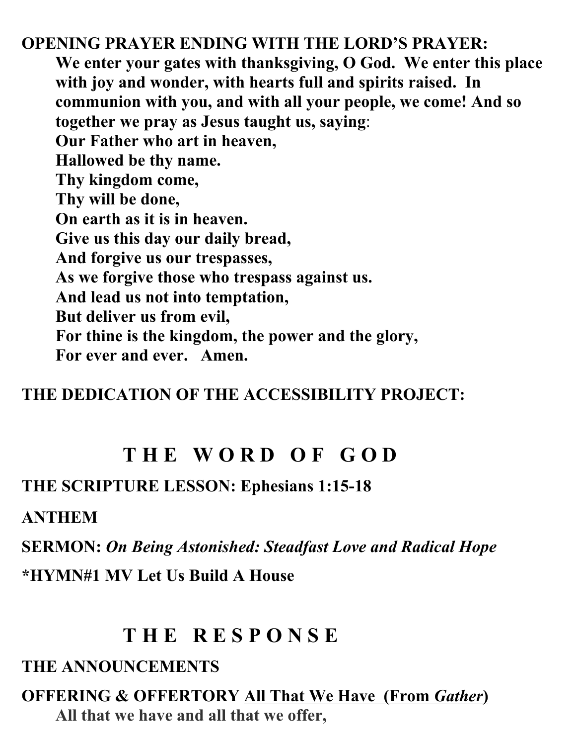**OPENING PRAYER ENDING WITH THE LORD'S PRAYER:**

**We enter your gates with thanksgiving, O God. We enter this place with joy and wonder, with hearts full and spirits raised. In communion with you, and with all your people, we come! And so together we pray as Jesus taught us, saying**:

**Our Father who art in heaven,**
**Hallowed be thy name.**
**Thy kingdom come,**
**Thy will be done,**
**On earth as it is in heaven.**
**Give us this day our daily bread,**
**And forgive us our trespasses,**
**As we forgive those who trespass against us.**
**And lead us not into temptation,**
**But deliver us from evil,**
**For thine is the kingdom, the power and the glory,**
**For ever and ever. Amen.**

**THE DEDICATION OF THE ACCESSIBILITY PROJECT:**

## T H E W O R D O F G O D

**THE SCRIPTURE LESSON: Ephesians 1:15-18**

**ANTHEM**

**SERMON:** ***On Being Astonished: Steadfast Love and Radical Hope***

**\*HYMN#1 MV Let Us Build A House**

## T H E R E S P O N S E

**THE ANNOUNCEMENTS**

**OFFERING & OFFERTORY <u>All That We Have (From *Gather*)</u>**

**All that we have and all that we offer,**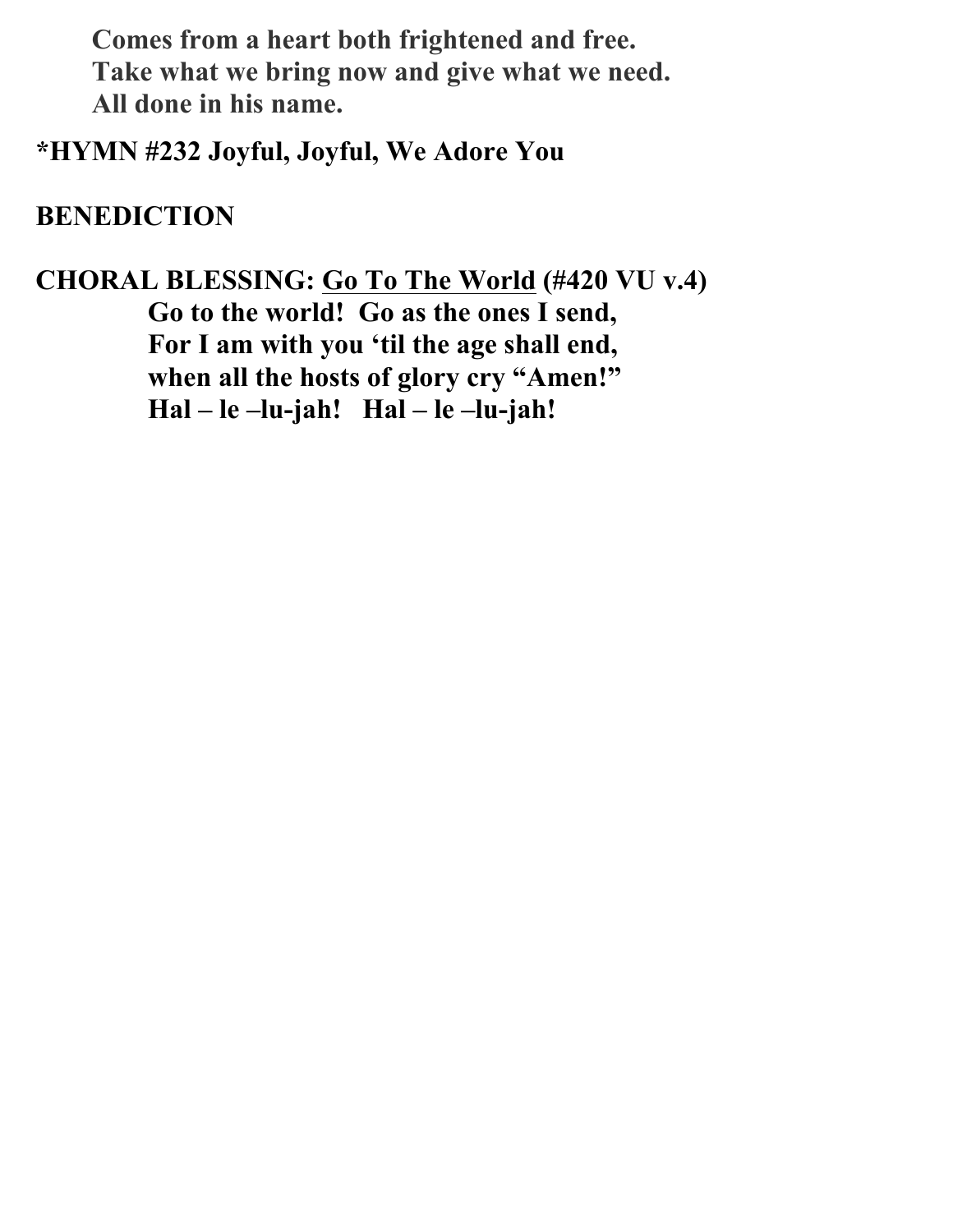**Comes from a heart both frightened and free.**
**Take what we bring now and give what we need.**
**All done in his name.**

**\*HYMN #232 Joyful, Joyful, We Adore You**

**BENEDICTION**

**CHORAL BLESSING: <u>Go To The World</u> (#420 VU v.4)**
**Go to the world! Go as the ones I send,**
**For I am with you 'til the age shall end,**
**when all the hosts of glory cry "Amen!"**
**Hal – le –lu-jah! Hal – le –lu-jah!**